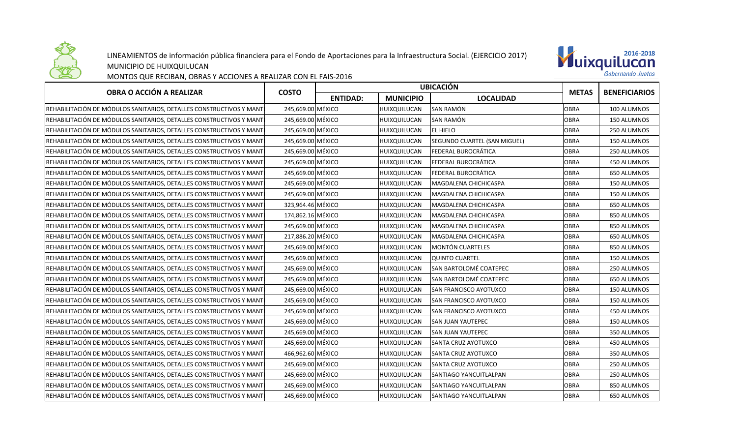LINEAMIENTOS de información pública financiera para el Fondo de Aportaciones para la Infraestructura Social. (EJERCICIO 2017)
MUNICIPIO DE HUIXQUILUCAN
MONTOS QUE RECIBAN, OBRAS Y ACCIONES A REALIZAR CON EL FAIS-2016

| OBRA O ACCIÓN A REALIZAR | COSTO | UBICACIÓN | | | METAS | BENEFICIARIOS |
|---|---|---|---|---|---|---|
| | | ENTIDAD: | MUNICIPIO | LOCALIDAD | | |
| REHABILITACIÓN DE MÓDULOS SANITARIOS, DETALLES CONSTRUCTIVOS Y MANT | 245,669.00 | MÉXICO | HUIXQUILUCAN | SAN RAMÓN | OBRA | 100 ALUMNOS |
| REHABILITACIÓN DE MÓDULOS SANITARIOS, DETALLES CONSTRUCTIVOS Y MANT | 245,669.00 | MÉXICO | HUIXQUILUCAN | SAN RAMÓN | OBRA | 150 ALUMNOS |
| REHABILITACIÓN DE MÓDULOS SANITARIOS, DETALLES CONSTRUCTIVOS Y MANT | 245,669.00 | MÉXICO | HUIXQUILUCAN | EL HIELO | OBRA | 250 ALUMNOS |
| REHABILITACIÓN DE MÓDULOS SANITARIOS, DETALLES CONSTRUCTIVOS Y MANT | 245,669.00 | MÉXICO | HUIXQUILUCAN | SEGUNDO CUARTEL (SAN MIGUEL) | OBRA | 150 ALUMNOS |
| REHABILITACIÓN DE MÓDULOS SANITARIOS, DETALLES CONSTRUCTIVOS Y MANT | 245,669.00 | MÉXICO | HUIXQUILUCAN | FEDERAL BUROCRÁTICA | OBRA | 250 ALUMNOS |
| REHABILITACIÓN DE MÓDULOS SANITARIOS, DETALLES CONSTRUCTIVOS Y MANT | 245,669.00 | MÉXICO | HUIXQUILUCAN | FEDERAL BUROCRÁTICA | OBRA | 450 ALUMNOS |
| REHABILITACIÓN DE MÓDULOS SANITARIOS, DETALLES CONSTRUCTIVOS Y MANT | 245,669.00 | MÉXICO | HUIXQUILUCAN | FEDERAL BUROCRÁTICA | OBRA | 650 ALUMNOS |
| REHABILITACIÓN DE MÓDULOS SANITARIOS, DETALLES CONSTRUCTIVOS Y MANT | 245,669.00 | MÉXICO | HUIXQUILUCAN | MAGDALENA CHICHICASPA | OBRA | 150 ALUMNOS |
| REHABILITACIÓN DE MÓDULOS SANITARIOS, DETALLES CONSTRUCTIVOS Y MANT | 245,669.00 | MÉXICO | HUIXQUILUCAN | MAGDALENA CHICHICASPA | OBRA | 150 ALUMNOS |
| REHABILITACIÓN DE MÓDULOS SANITARIOS, DETALLES CONSTRUCTIVOS Y MANT | 323,964.46 | MÉXICO | HUIXQUILUCAN | MAGDALENA CHICHICASPA | OBRA | 650 ALUMNOS |
| REHABILITACIÓN DE MÓDULOS SANITARIOS, DETALLES CONSTRUCTIVOS Y MANT | 174,862.16 | MÉXICO | HUIXQUILUCAN | MAGDALENA CHICHICASPA | OBRA | 850 ALUMNOS |
| REHABILITACIÓN DE MÓDULOS SANITARIOS, DETALLES CONSTRUCTIVOS Y MANT | 245,669.00 | MÉXICO | HUIXQUILUCAN | MAGDALENA CHICHICASPA | OBRA | 850 ALUMNOS |
| REHABILITACIÓN DE MÓDULOS SANITARIOS, DETALLES CONSTRUCTIVOS Y MANT | 217,886.20 | MÉXICO | HUIXQUILUCAN | MAGDALENA CHICHICASPA | OBRA | 650 ALUMNOS |
| REHABILITACIÓN DE MÓDULOS SANITARIOS, DETALLES CONSTRUCTIVOS Y MANT | 245,669.00 | MÉXICO | HUIXQUILUCAN | MONTÓN CUARTELES | OBRA | 850 ALUMNOS |
| REHABILITACIÓN DE MÓDULOS SANITARIOS, DETALLES CONSTRUCTIVOS Y MANT | 245,669.00 | MÉXICO | HUIXQUILUCAN | QUINTO CUARTEL | OBRA | 150 ALUMNOS |
| REHABILITACIÓN DE MÓDULOS SANITARIOS, DETALLES CONSTRUCTIVOS Y MANT | 245,669.00 | MÉXICO | HUIXQUILUCAN | SAN BARTOLOMÉ COATEPEC | OBRA | 250 ALUMNOS |
| REHABILITACIÓN DE MÓDULOS SANITARIOS, DETALLES CONSTRUCTIVOS Y MANT | 245,669.00 | MÉXICO | HUIXQUILUCAN | SAN BARTOLOMÉ COATEPEC | OBRA | 650 ALUMNOS |
| REHABILITACIÓN DE MÓDULOS SANITARIOS, DETALLES CONSTRUCTIVOS Y MANT | 245,669.00 | MÉXICO | HUIXQUILUCAN | SAN FRANCISCO AYOTUXCO | OBRA | 150 ALUMNOS |
| REHABILITACIÓN DE MÓDULOS SANITARIOS, DETALLES CONSTRUCTIVOS Y MANT | 245,669.00 | MÉXICO | HUIXQUILUCAN | SAN FRANCISCO AYOTUXCO | OBRA | 150 ALUMNOS |
| REHABILITACIÓN DE MÓDULOS SANITARIOS, DETALLES CONSTRUCTIVOS Y MANT | 245,669.00 | MÉXICO | HUIXQUILUCAN | SAN FRANCISCO AYOTUXCO | OBRA | 450 ALUMNOS |
| REHABILITACIÓN DE MÓDULOS SANITARIOS, DETALLES CONSTRUCTIVOS Y MANT | 245,669.00 | MÉXICO | HUIXQUILUCAN | SAN JUAN YAUTEPEC | OBRA | 150 ALUMNOS |
| REHABILITACIÓN DE MÓDULOS SANITARIOS, DETALLES CONSTRUCTIVOS Y MANT | 245,669.00 | MÉXICO | HUIXQUILUCAN | SAN JUAN YAUTEPEC | OBRA | 350 ALUMNOS |
| REHABILITACIÓN DE MÓDULOS SANITARIOS, DETALLES CONSTRUCTIVOS Y MANT | 245,669.00 | MÉXICO | HUIXQUILUCAN | SANTA CRUZ AYOTUXCO | OBRA | 450 ALUMNOS |
| REHABILITACIÓN DE MÓDULOS SANITARIOS, DETALLES CONSTRUCTIVOS Y MANT | 466,962.60 | MÉXICO | HUIXQUILUCAN | SANTA CRUZ AYOTUXCO | OBRA | 350 ALUMNOS |
| REHABILITACIÓN DE MÓDULOS SANITARIOS, DETALLES CONSTRUCTIVOS Y MANT | 245,669.00 | MÉXICO | HUIXQUILUCAN | SANTA CRUZ AYOTUXCO | OBRA | 250 ALUMNOS |
| REHABILITACIÓN DE MÓDULOS SANITARIOS, DETALLES CONSTRUCTIVOS Y MANT | 245,669.00 | MÉXICO | HUIXQUILUCAN | SANTIAGO YANCUITLALPAN | OBRA | 250 ALUMNOS |
| REHABILITACIÓN DE MÓDULOS SANITARIOS, DETALLES CONSTRUCTIVOS Y MANT | 245,669.00 | MÉXICO | HUIXQUILUCAN | SANTIAGO YANCUITLALPAN | OBRA | 850 ALUMNOS |
| REHABILITACIÓN DE MÓDULOS SANITARIOS, DETALLES CONSTRUCTIVOS Y MANT | 245,669.00 | MÉXICO | HUIXQUILUCAN | SANTIAGO YANCUITLALPAN | OBRA | 650 ALUMNOS |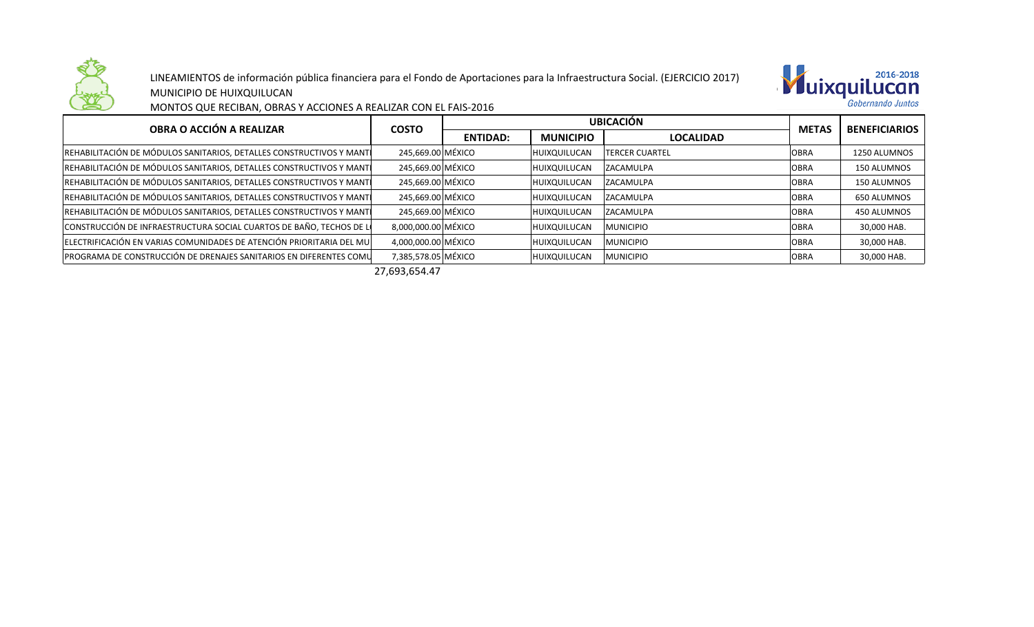LINEAMIENTOS de información pública financiera para el Fondo de Aportaciones para la Infraestructura Social. (EJERCICIO 2017)

MUNICIPIO DE HUIXQUILUCAN

MONTOS QUE RECIBAN, OBRAS Y ACCIONES A REALIZAR CON EL FAIS-2016

| OBRA O ACCIÓN A REALIZAR | COSTO | UBICACIÓN | | | METAS | BENEFICIARIOS |
|---|---|---|---|---|---|---|
| | | ENTIDAD: | MUNICIPIO | LOCALIDAD | | |
| REHABILITACIÓN DE MÓDULOS SANITARIOS, DETALLES CONSTRUCTIVOS Y MANTI | 245,669.00 | MÉXICO | HUIXQUILUCAN | TERCER CUARTEL | OBRA | 1250 ALUMNOS |
| REHABILITACIÓN DE MÓDULOS SANITARIOS, DETALLES CONSTRUCTIVOS Y MANTI | 245,669.00 | MÉXICO | HUIXQUILUCAN | ZACAMULPA | OBRA | 150 ALUMNOS |
| REHABILITACIÓN DE MÓDULOS SANITARIOS, DETALLES CONSTRUCTIVOS Y MANTI | 245,669.00 | MÉXICO | HUIXQUILUCAN | ZACAMULPA | OBRA | 150 ALUMNOS |
| REHABILITACIÓN DE MÓDULOS SANITARIOS, DETALLES CONSTRUCTIVOS Y MANTI | 245,669.00 | MÉXICO | HUIXQUILUCAN | ZACAMULPA | OBRA | 650 ALUMNOS |
| REHABILITACIÓN DE MÓDULOS SANITARIOS, DETALLES CONSTRUCTIVOS Y MANTI | 245,669.00 | MÉXICO | HUIXQUILUCAN | ZACAMULPA | OBRA | 450 ALUMNOS |
| CONSTRUCCIÓN DE INFRAESTRUCTURA SOCIAL CUARTOS DE BAÑO, TECHOS DE L | 8,000,000.00 | MÉXICO | HUIXQUILUCAN | MUNICIPIO | OBRA | 30,000 HAB. |
| ELECTRIFICACIÓN EN VARIAS COMUNIDADES DE ATENCIÓN PRIORITARIA DEL MU | 4,000,000.00 | MÉXICO | HUIXQUILUCAN | MUNICIPIO | OBRA | 30,000 HAB. |
| PROGRAMA DE CONSTRUCCIÓN DE DRENAJES SANITARIOS EN DIFERENTES COMU | 7,385,578.05 | MÉXICO | HUIXQUILUCAN | MUNICIPIO | OBRA | 30,000 HAB. |
| | 27,693,654.47 | | | | | |